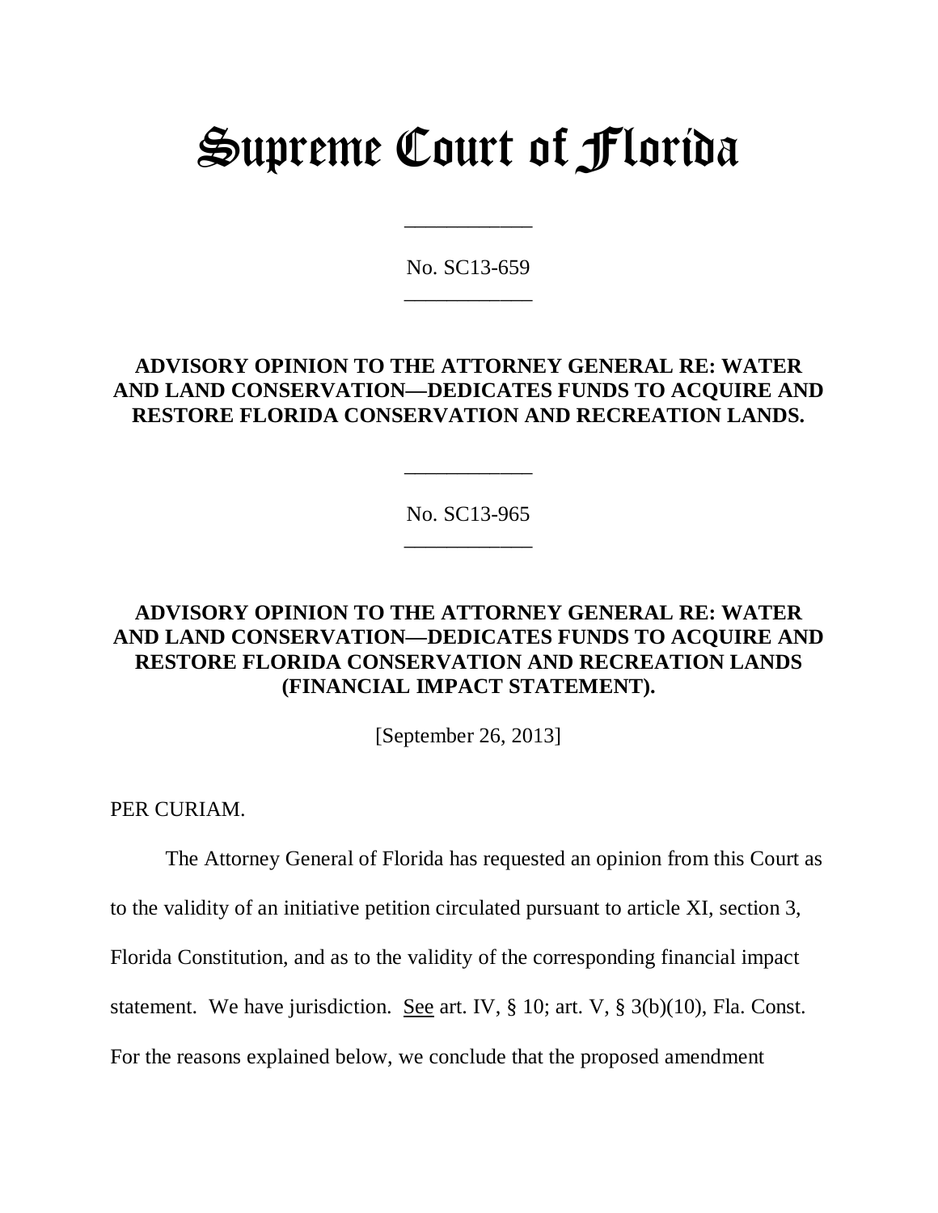# Supreme Court of Florida

\_\_\_\_\_\_\_\_\_\_\_\_

No. SC13-659

\_\_\_\_\_\_\_\_\_\_\_\_

**ADVISORY OPINION TO THE ATTORNEY GENERAL RE: WATER AND LAND CONSERVATION—DEDICATES FUNDS TO ACQUIRE AND RESTORE FLORIDA CONSERVATION AND RECREATION LANDS.**

\_\_\_\_\_\_\_\_\_\_\_\_

No. SC13-965

\_\_\_\_\_\_\_\_\_\_\_\_

**ADVISORY OPINION TO THE ATTORNEY GENERAL RE: WATER AND LAND CONSERVATION—DEDICATES FUNDS TO ACQUIRE AND RESTORE FLORIDA CONSERVATION AND RECREATION LANDS (FINANCIAL IMPACT STATEMENT).**

[September 26, 2013]

PER CURIAM.

The Attorney General of Florida has requested an opinion from this Court as to the validity of an initiative petition circulated pursuant to article XI, section 3, Florida Constitution, and as to the validity of the corresponding financial impact statement. We have jurisdiction. See art. IV, § 10; art. V, § 3(b)(10), Fla. Const. For the reasons explained below, we conclude that the proposed amendment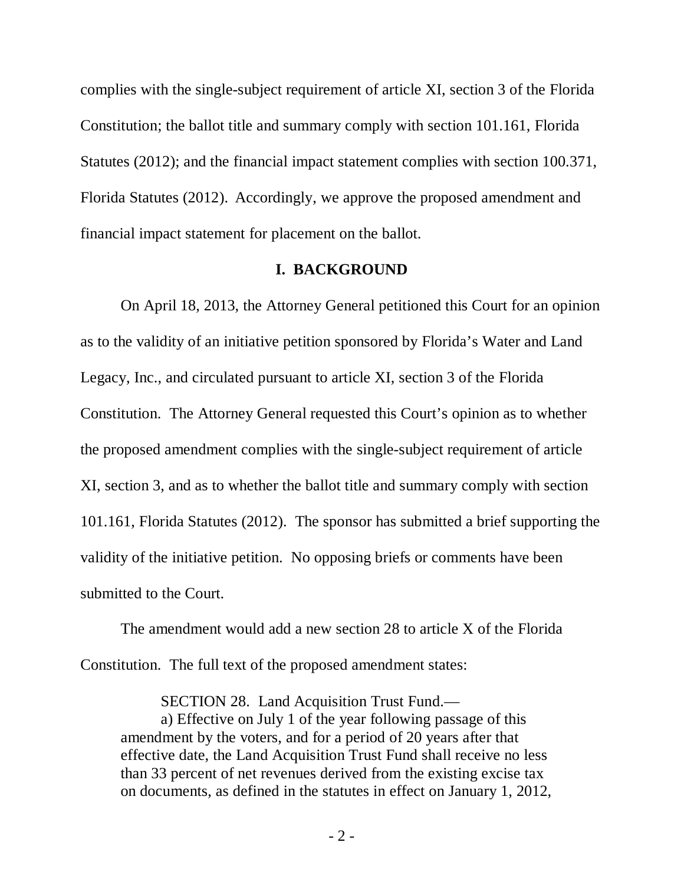complies with the single-subject requirement of article XI, section 3 of the Florida Constitution; the ballot title and summary comply with section 101.161, Florida Statutes (2012); and the financial impact statement complies with section 100.371, Florida Statutes (2012). Accordingly, we approve the proposed amendment and financial impact statement for placement on the ballot.

## I. BACKGROUND

On April 18, 2013, the Attorney General petitioned this Court for an opinion as to the validity of an initiative petition sponsored by Florida's Water and Land Legacy, Inc., and circulated pursuant to article XI, section 3 of the Florida Constitution. The Attorney General requested this Court's opinion as to whether the proposed amendment complies with the single-subject requirement of article XI, section 3, and as to whether the ballot title and summary comply with section 101.161, Florida Statutes (2012). The sponsor has submitted a brief supporting the validity of the initiative petition. No opposing briefs or comments have been submitted to the Court.

The amendment would add a new section 28 to article X of the Florida Constitution. The full text of the proposed amendment states:

> SECTION 28. Land Acquisition Trust Fund.—
>
> a) Effective on July 1 of the year following passage of this amendment by the voters, and for a period of 20 years after that effective date, the Land Acquisition Trust Fund shall receive no less than 33 percent of net revenues derived from the existing excise tax on documents, as defined in the statutes in effect on January 1, 2012,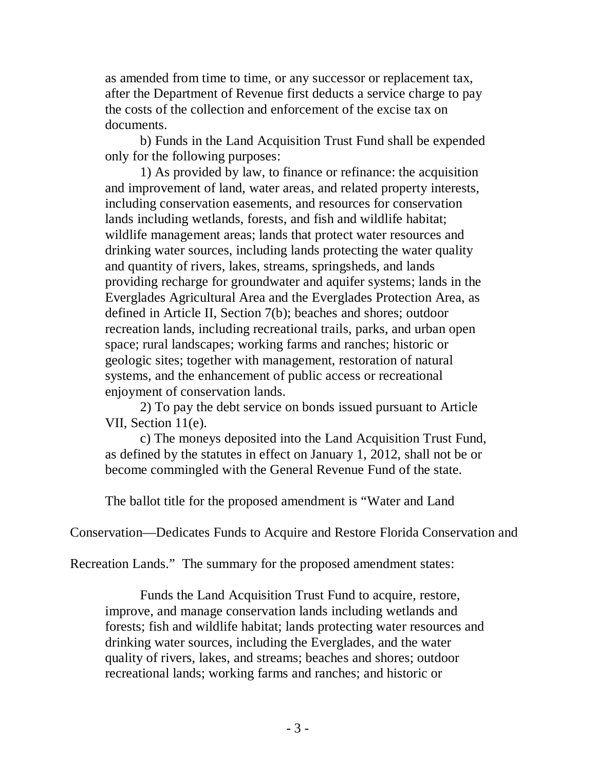as amended from time to time, or any successor or replacement tax, after the Department of Revenue first deducts a service charge to pay the costs of the collection and enforcement of the excise tax on documents.

b) Funds in the Land Acquisition Trust Fund shall be expended only for the following purposes:

1) As provided by law, to finance or refinance: the acquisition and improvement of land, water areas, and related property interests, including conservation easements, and resources for conservation lands including wetlands, forests, and fish and wildlife habitat; wildlife management areas; lands that protect water resources and drinking water sources, including lands protecting the water quality and quantity of rivers, lakes, streams, springsheds, and lands providing recharge for groundwater and aquifer systems; lands in the Everglades Agricultural Area and the Everglades Protection Area, as defined in Article II, Section 7(b); beaches and shores; outdoor recreation lands, including recreational trails, parks, and urban open space; rural landscapes; working farms and ranches; historic or geologic sites; together with management, restoration of natural systems, and the enhancement of public access or recreational enjoyment of conservation lands.

2) To pay the debt service on bonds issued pursuant to Article VII, Section 11(e).

c) The moneys deposited into the Land Acquisition Trust Fund, as defined by the statutes in effect on January 1, 2012, shall not be or become commingled with the General Revenue Fund of the state.

The ballot title for the proposed amendment is "Water and Land Conservation—Dedicates Funds to Acquire and Restore Florida Conservation and Recreation Lands." The summary for the proposed amendment states:

Funds the Land Acquisition Trust Fund to acquire, restore, improve, and manage conservation lands including wetlands and forests; fish and wildlife habitat; lands protecting water resources and drinking water sources, including the Everglades, and the water quality of rivers, lakes, and streams; beaches and shores; outdoor recreational lands; working farms and ranches; and historic or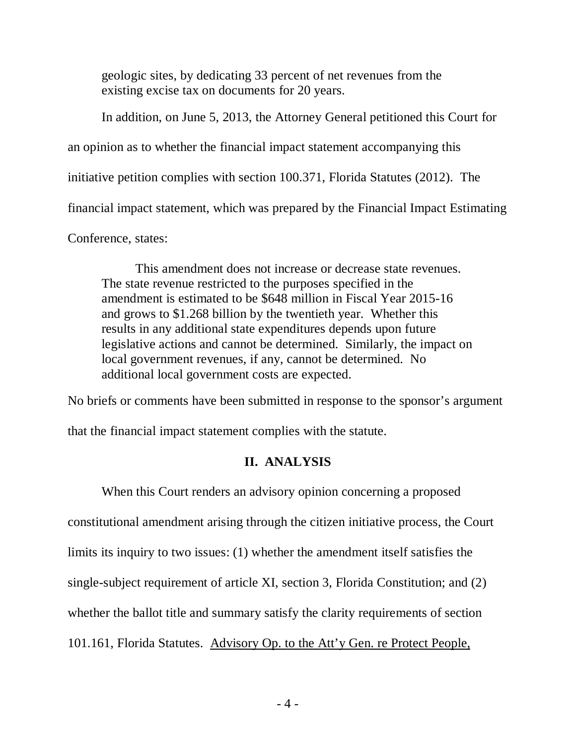> geologic sites, by dedicating 33 percent of net revenues from the existing excise tax on documents for 20 years.

In addition, on June 5, 2013, the Attorney General petitioned this Court for an opinion as to whether the financial impact statement accompanying this initiative petition complies with section 100.371, Florida Statutes (2012). The financial impact statement, which was prepared by the Financial Impact Estimating Conference, states:

> This amendment does not increase or decrease state revenues. The state revenue restricted to the purposes specified in the amendment is estimated to be $648 million in Fiscal Year 2015-16 and grows to $1.268 billion by the twentieth year. Whether this results in any additional state expenditures depends upon future legislative actions and cannot be determined. Similarly, the impact on local government revenues, if any, cannot be determined. No additional local government costs are expected.

No briefs or comments have been submitted in response to the sponsor's argument that the financial impact statement complies with the statute.

## II. ANALYSIS

When this Court renders an advisory opinion concerning a proposed constitutional amendment arising through the citizen initiative process, the Court limits its inquiry to two issues: (1) whether the amendment itself satisfies the single-subject requirement of article XI, section 3, Florida Constitution; and (2) whether the ballot title and summary satisfy the clarity requirements of section 101.161, Florida Statutes. Advisory Op. to the Att'y Gen. re Protect People,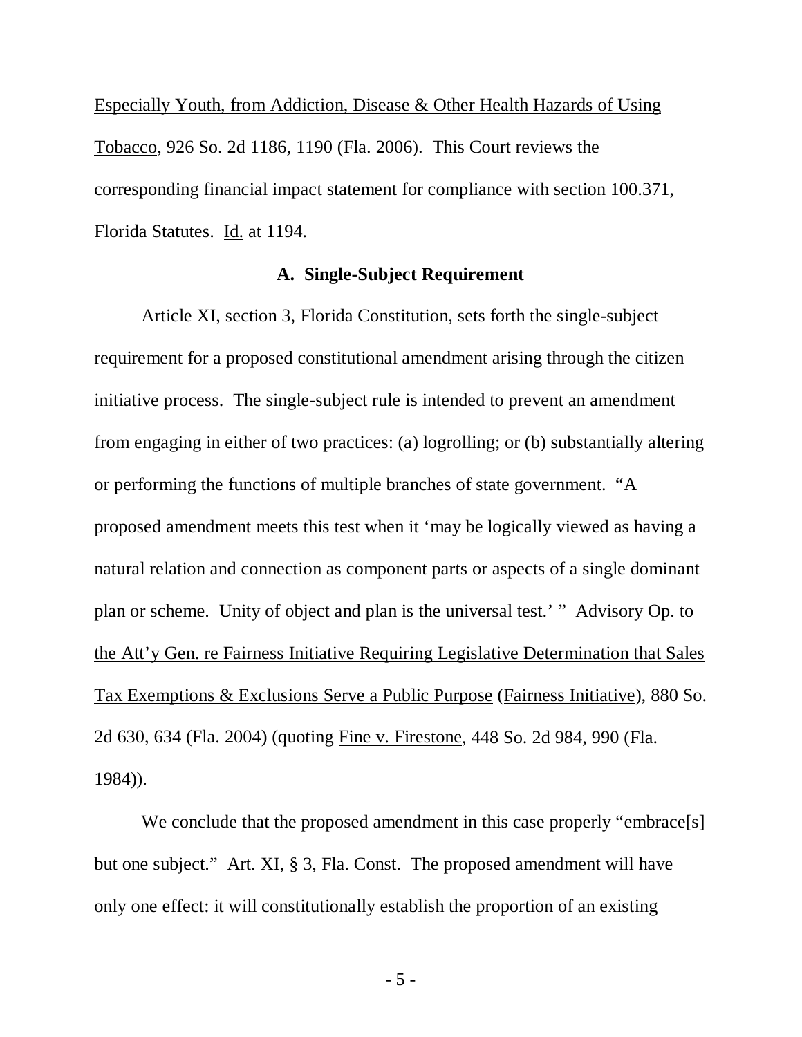Especially Youth, from Addiction, Disease & Other Health Hazards of Using Tobacco, 926 So. 2d 1186, 1190 (Fla. 2006). This Court reviews the corresponding financial impact statement for compliance with section 100.371, Florida Statutes. Id. at 1194.

### A. Single-Subject Requirement

Article XI, section 3, Florida Constitution, sets forth the single-subject requirement for a proposed constitutional amendment arising through the citizen initiative process. The single-subject rule is intended to prevent an amendment from engaging in either of two practices: (a) logrolling; or (b) substantially altering or performing the functions of multiple branches of state government. "A proposed amendment meets this test when it 'may be logically viewed as having a natural relation and connection as component parts or aspects of a single dominant plan or scheme. Unity of object and plan is the universal test.' " Advisory Op. to the Att'y Gen. re Fairness Initiative Requiring Legislative Determination that Sales Tax Exemptions & Exclusions Serve a Public Purpose (Fairness Initiative), 880 So. 2d 630, 634 (Fla. 2004) (quoting Fine v. Firestone, 448 So. 2d 984, 990 (Fla. 1984)).

We conclude that the proposed amendment in this case properly "embrace[s] but one subject." Art. XI, § 3, Fla. Const. The proposed amendment will have only one effect: it will constitutionally establish the proportion of an existing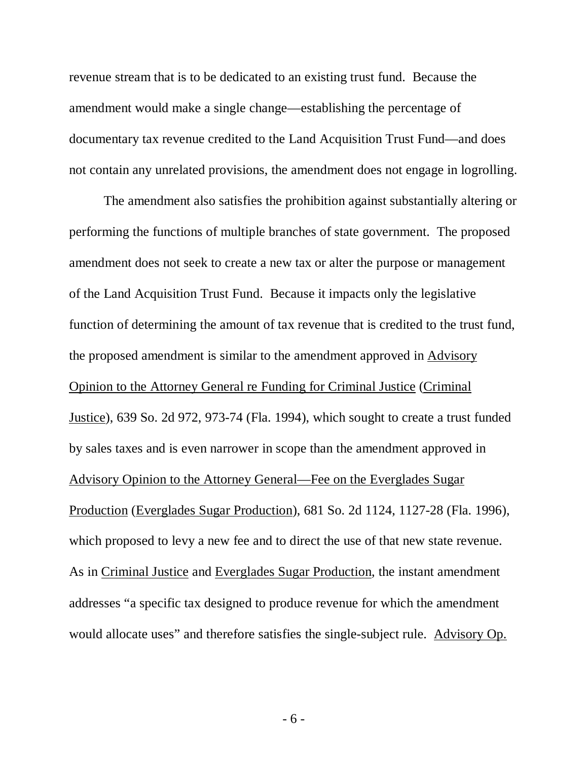revenue stream that is to be dedicated to an existing trust fund. Because the amendment would make a single change—establishing the percentage of documentary tax revenue credited to the Land Acquisition Trust Fund—and does not contain any unrelated provisions, the amendment does not engage in logrolling.

The amendment also satisfies the prohibition against substantially altering or performing the functions of multiple branches of state government. The proposed amendment does not seek to create a new tax or alter the purpose or management of the Land Acquisition Trust Fund. Because it impacts only the legislative function of determining the amount of tax revenue that is credited to the trust fund, the proposed amendment is similar to the amendment approved in Advisory Opinion to the Attorney General re Funding for Criminal Justice (Criminal Justice), 639 So. 2d 972, 973-74 (Fla. 1994), which sought to create a trust funded by sales taxes and is even narrower in scope than the amendment approved in Advisory Opinion to the Attorney General—Fee on the Everglades Sugar Production (Everglades Sugar Production), 681 So. 2d 1124, 1127-28 (Fla. 1996), which proposed to levy a new fee and to direct the use of that new state revenue. As in Criminal Justice and Everglades Sugar Production, the instant amendment addresses "a specific tax designed to produce revenue for which the amendment would allocate uses" and therefore satisfies the single-subject rule. Advisory Op.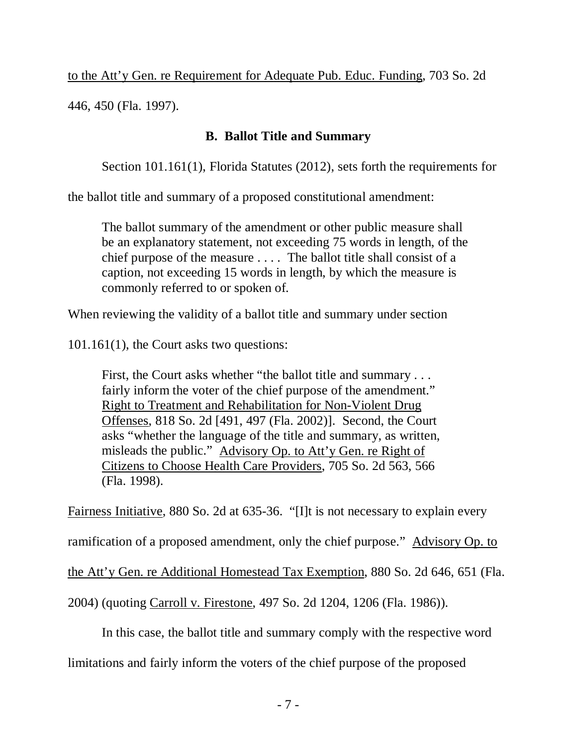to the Att'y Gen. re Requirement for Adequate Pub. Educ. Funding, 703 So. 2d 446, 450 (Fla. 1997).

### B. Ballot Title and Summary

Section 101.161(1), Florida Statutes (2012), sets forth the requirements for the ballot title and summary of a proposed constitutional amendment:

> The ballot summary of the amendment or other public measure shall be an explanatory statement, not exceeding 75 words in length, of the chief purpose of the measure . . . . The ballot title shall consist of a caption, not exceeding 15 words in length, by which the measure is commonly referred to or spoken of.

When reviewing the validity of a ballot title and summary under section 101.161(1), the Court asks two questions:

> First, the Court asks whether "the ballot title and summary . . . fairly inform the voter of the chief purpose of the amendment." Right to Treatment and Rehabilitation for Non-Violent Drug Offenses, 818 So. 2d [491, 497 (Fla. 2002)]. Second, the Court asks "whether the language of the title and summary, as written, misleads the public." Advisory Op. to Att'y Gen. re Right of Citizens to Choose Health Care Providers, 705 So. 2d 563, 566 (Fla. 1998).

Fairness Initiative, 880 So. 2d at 635-36. "[I]t is not necessary to explain every ramification of a proposed amendment, only the chief purpose." Advisory Op. to the Att'y Gen. re Additional Homestead Tax Exemption, 880 So. 2d 646, 651 (Fla. 2004) (quoting Carroll v. Firestone, 497 So. 2d 1204, 1206 (Fla. 1986)).

In this case, the ballot title and summary comply with the respective word limitations and fairly inform the voters of the chief purpose of the proposed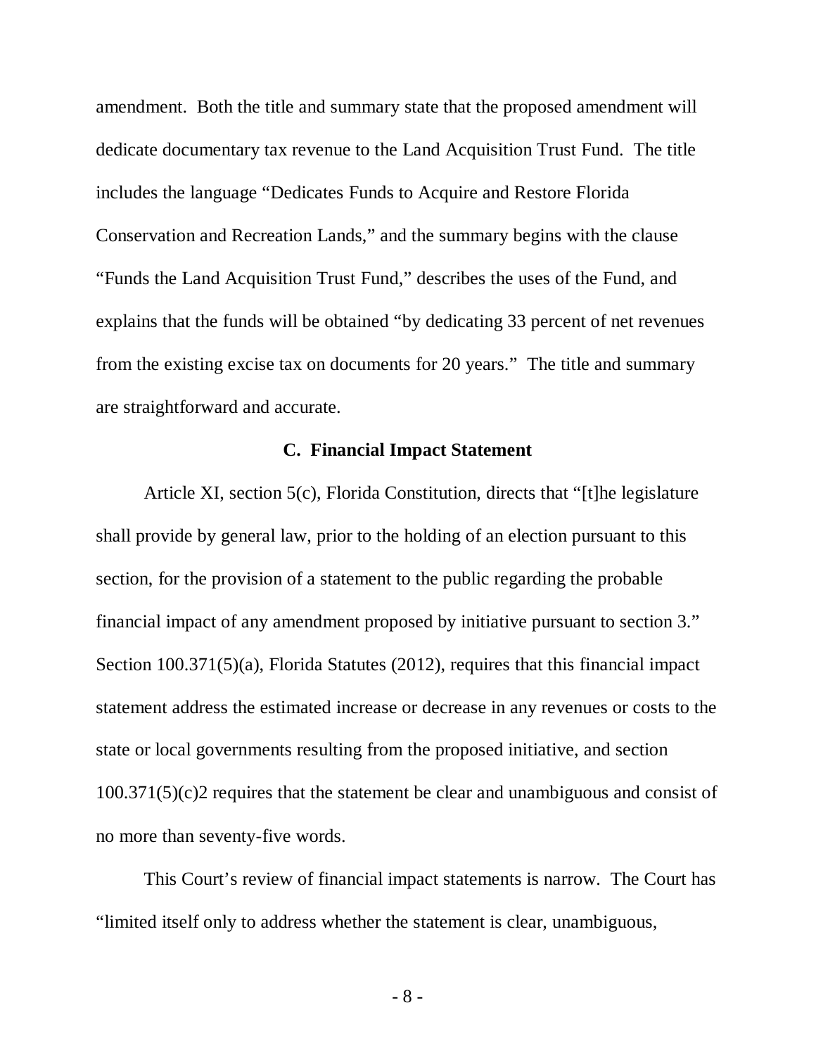amendment. Both the title and summary state that the proposed amendment will dedicate documentary tax revenue to the Land Acquisition Trust Fund. The title includes the language "Dedicates Funds to Acquire and Restore Florida Conservation and Recreation Lands," and the summary begins with the clause "Funds the Land Acquisition Trust Fund," describes the uses of the Fund, and explains that the funds will be obtained "by dedicating 33 percent of net revenues from the existing excise tax on documents for 20 years." The title and summary are straightforward and accurate.

### C. Financial Impact Statement

Article XI, section 5(c), Florida Constitution, directs that "[t]he legislature shall provide by general law, prior to the holding of an election pursuant to this section, for the provision of a statement to the public regarding the probable financial impact of any amendment proposed by initiative pursuant to section 3." Section 100.371(5)(a), Florida Statutes (2012), requires that this financial impact statement address the estimated increase or decrease in any revenues or costs to the state or local governments resulting from the proposed initiative, and section 100.371(5)(c)2 requires that the statement be clear and unambiguous and consist of no more than seventy-five words.

This Court's review of financial impact statements is narrow. The Court has "limited itself only to address whether the statement is clear, unambiguous,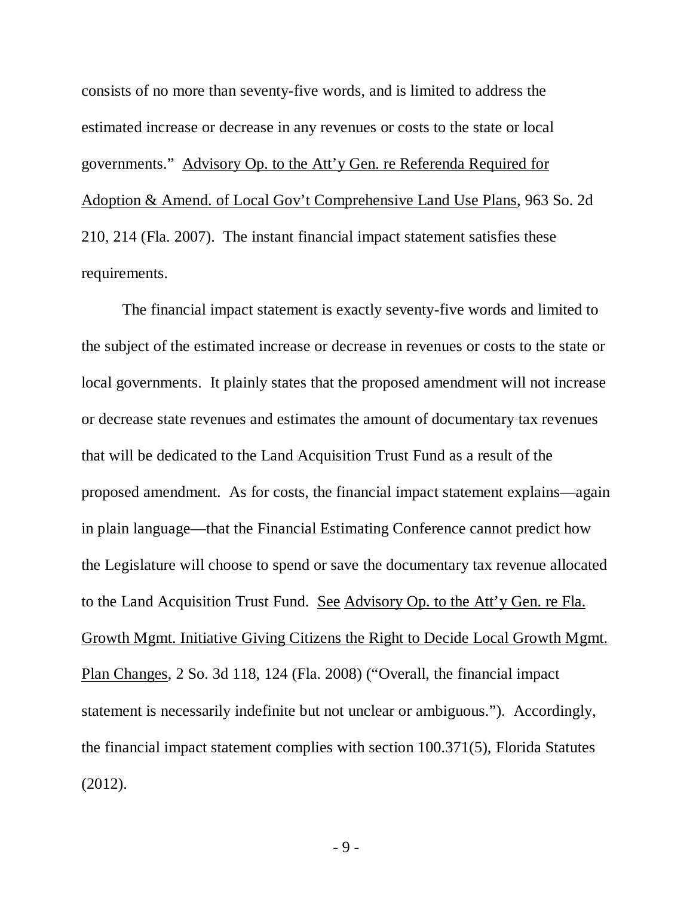consists of no more than seventy-five words, and is limited to address the estimated increase or decrease in any revenues or costs to the state or local governments." Advisory Op. to the Att'y Gen. re Referenda Required for Adoption & Amend. of Local Gov't Comprehensive Land Use Plans, 963 So. 2d 210, 214 (Fla. 2007). The instant financial impact statement satisfies these requirements.

The financial impact statement is exactly seventy-five words and limited to the subject of the estimated increase or decrease in revenues or costs to the state or local governments. It plainly states that the proposed amendment will not increase or decrease state revenues and estimates the amount of documentary tax revenues that will be dedicated to the Land Acquisition Trust Fund as a result of the proposed amendment. As for costs, the financial impact statement explains—again in plain language—that the Financial Estimating Conference cannot predict how the Legislature will choose to spend or save the documentary tax revenue allocated to the Land Acquisition Trust Fund. See Advisory Op. to the Att'y Gen. re Fla. Growth Mgmt. Initiative Giving Citizens the Right to Decide Local Growth Mgmt. Plan Changes, 2 So. 3d 118, 124 (Fla. 2008) ("Overall, the financial impact statement is necessarily indefinite but not unclear or ambiguous."). Accordingly, the financial impact statement complies with section 100.371(5), Florida Statutes (2012).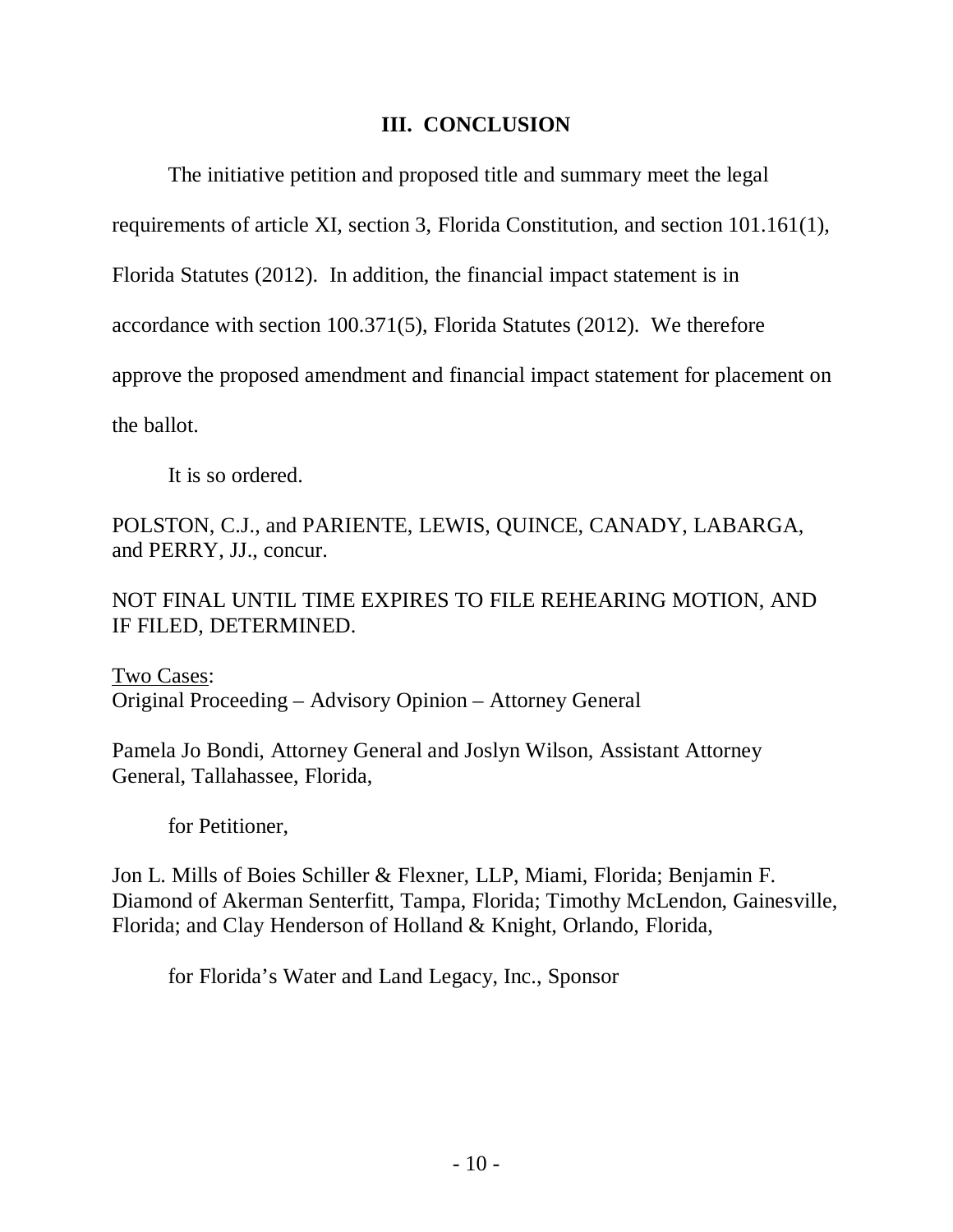## III. CONCLUSION

The initiative petition and proposed title and summary meet the legal requirements of article XI, section 3, Florida Constitution, and section 101.161(1), Florida Statutes (2012). In addition, the financial impact statement is in accordance with section 100.371(5), Florida Statutes (2012). We therefore approve the proposed amendment and financial impact statement for placement on the ballot.

It is so ordered.

POLSTON, C.J., and PARIENTE, LEWIS, QUINCE, CANADY, LABARGA, and PERRY, JJ., concur.

NOT FINAL UNTIL TIME EXPIRES TO FILE REHEARING MOTION, AND IF FILED, DETERMINED.

Two Cases:
Original Proceeding – Advisory Opinion – Attorney General

Pamela Jo Bondi, Attorney General and Joslyn Wilson, Assistant Attorney General, Tallahassee, Florida,

for Petitioner,

Jon L. Mills of Boies Schiller & Flexner, LLP, Miami, Florida; Benjamin F. Diamond of Akerman Senterfitt, Tampa, Florida; Timothy McLendon, Gainesville, Florida; and Clay Henderson of Holland & Knight, Orlando, Florida,

for Florida's Water and Land Legacy, Inc., Sponsor